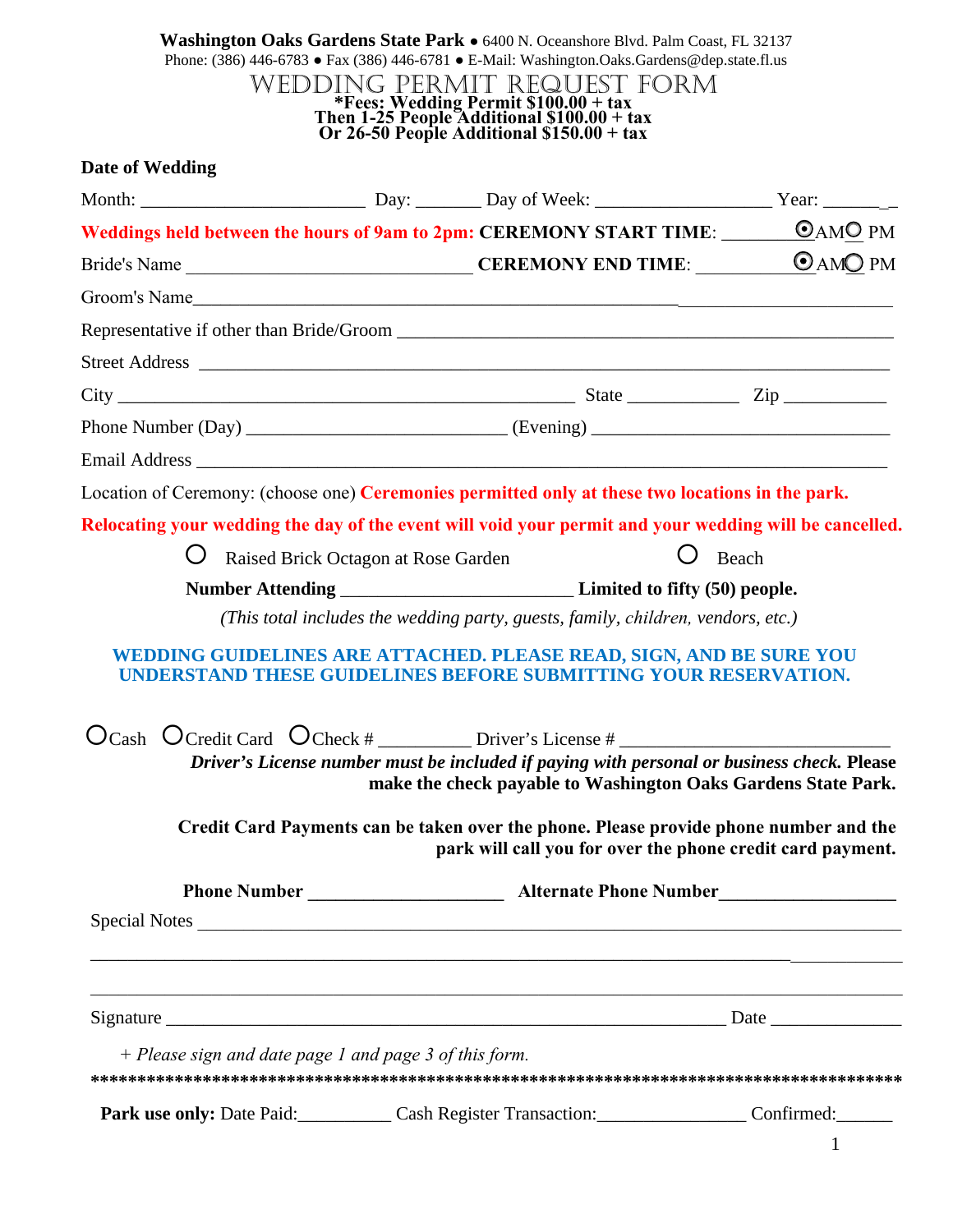**Washington Oaks Gardens State Park** ● 6400 N. Oceanshore Blvd. Palm Coast, FL 32137
Phone: (386) 446-6783 ● Fax (386) 446-6781 ● E-Mail: Washington.Oaks.Gardens@dep.state.fl.us

# WEDDING PERMIT REQUEST FORM

**\*Fees: Wedding Permit $100.00 + tax**
**Then 1-25 People Additional $100.00 + tax**
**Or 26-50 People Additional $150.00 + tax**

**Date of Wedding**

Month: ________________________ Day: _______ Day of Week: ___________________ Year: ________

**Weddings held between the hours of 9am to 2pm: CEREMONY START TIME**: ________ ◉AM ○ PM

Bride's Name ______________________________ **CEREMONY END TIME**: ___________ ◉AM ○ PM

Groom's Name___________________________________________________________________________

Representative if other than Bride/Groom ________________________________________________________

Street Address __________________________________________________________________________

City _________________________________________________ State ____________ Zip ___________

Phone Number (Day) ____________________________ (Evening) ________________________________

Email Address __________________________________________________________________________

Location of Ceremony: (choose one) **Ceremonies permitted only at these two locations in the park.**

**Relocating your wedding the day of the event will void your permit and your wedding will be cancelled.**

○ Raised Brick Octagon at Rose Garden ○ Beach

**Number Attending** _________________________ **Limited to fifty (50) people.**

*(This total includes the wedding party, guests, family, children, vendors, etc.)*

**WEDDING GUIDELINES ARE ATTACHED. PLEASE READ, SIGN, AND BE SURE YOU UNDERSTAND THESE GUIDELINES BEFORE SUBMITTING YOUR RESERVATION.**

○Cash ○Credit Card ○Check # __________ Driver's License # _____________________________

***Driver's License number must be included if paying with personal or business check.*** **Please make the check payable to Washington Oaks Gardens State Park.**

**Credit Card Payments can be taken over the phone. Please provide phone number and the park will call you for over the phone credit card payment.**

**Phone Number** _____________________ **Alternate Phone Number**___________________

Special Notes ____________________________________________________________________________

_________________________________________________________________________________________

_________________________________________________________________________________________

Signature ___________________________________________________________ Date ______________

*+ Please sign and date page 1 and page 3 of this form.*

****************************************************************************************

**Park use only:** Date Paid:__________ Cash Register Transaction:________________ Confirmed:______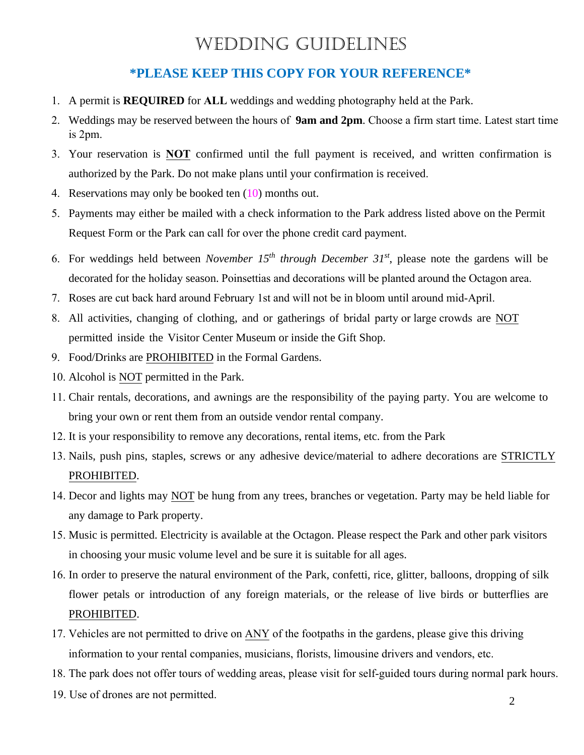# WEDDING GUIDELINES

**\*PLEASE KEEP THIS COPY FOR YOUR REFERENCE\***

1. A permit is **REQUIRED** for **ALL** weddings and wedding photography held at the Park.
2. Weddings may be reserved between the hours of **9am and 2pm**. Choose a firm start time. Latest start time is 2pm.
3. Your reservation is **NOT** confirmed until the full payment is received, and written confirmation is authorized by the Park. Do not make plans until your confirmation is received.
4. Reservations may only be booked ten (10) months out.
5. Payments may either be mailed with a check information to the Park address listed above on the Permit Request Form or the Park can call for over the phone credit card payment.
6. For weddings held between *November 15th through December 31st*, please note the gardens will be decorated for the holiday season. Poinsettias and decorations will be planted around the Octagon area.
7. Roses are cut back hard around February 1st and will not be in bloom until around mid-April.
8. All activities, changing of clothing, and or gatherings of bridal party or large crowds are NOT permitted inside the Visitor Center Museum or inside the Gift Shop.
9. Food/Drinks are PROHIBITED in the Formal Gardens.
10. Alcohol is NOT permitted in the Park.
11. Chair rentals, decorations, and awnings are the responsibility of the paying party. You are welcome to bring your own or rent them from an outside vendor rental company.
12. It is your responsibility to remove any decorations, rental items, etc. from the Park
13. Nails, push pins, staples, screws or any adhesive device/material to adhere decorations are STRICTLY PROHIBITED.
14. Decor and lights may NOT be hung from any trees, branches or vegetation. Party may be held liable for any damage to Park property.
15. Music is permitted. Electricity is available at the Octagon. Please respect the Park and other park visitors in choosing your music volume level and be sure it is suitable for all ages.
16. In order to preserve the natural environment of the Park, confetti, rice, glitter, balloons, dropping of silk flower petals or introduction of any foreign materials, or the release of live birds or butterflies are PROHIBITED.
17. Vehicles are not permitted to drive on ANY of the footpaths in the gardens, please give this driving information to your rental companies, musicians, florists, limousine drivers and vendors, etc.
18. The park does not offer tours of wedding areas, please visit for self-guided tours during normal park hours.
19. Use of drones are not permitted.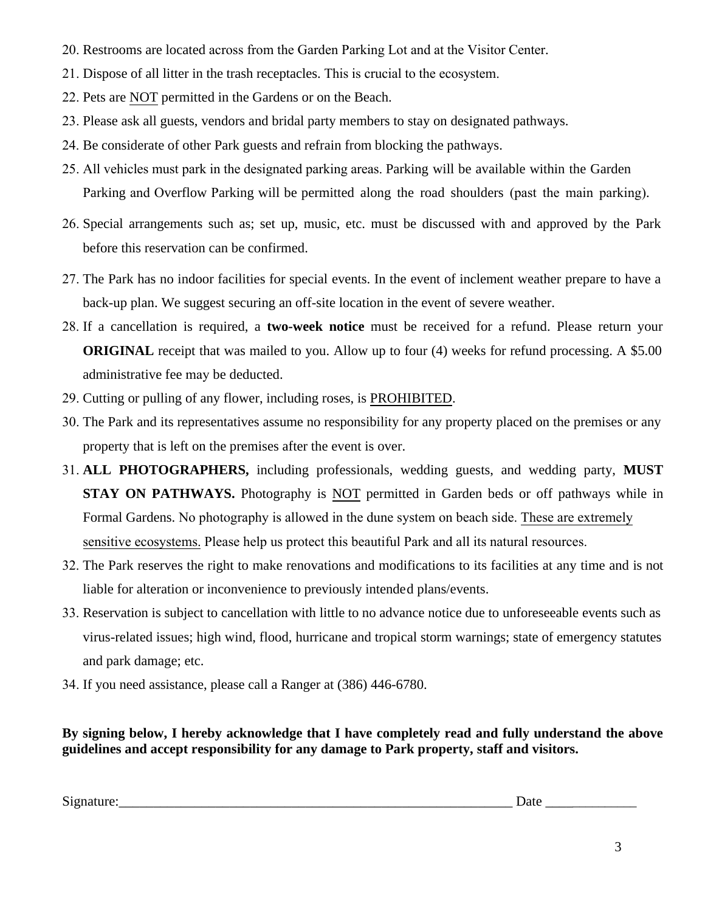20. Restrooms are located across from the Garden Parking Lot and at the Visitor Center.
21. Dispose of all litter in the trash receptacles. This is crucial to the ecosystem.
22. Pets are <u>NOT</u> permitted in the Gardens or on the Beach.
23. Please ask all guests, vendors and bridal party members to stay on designated pathways.
24. Be considerate of other Park guests and refrain from blocking the pathways.
25. All vehicles must park in the designated parking areas. Parking will be available within the Garden Parking and Overflow Parking will be permitted along the road shoulders (past the main parking).
26. Special arrangements such as; set up, music, etc. must be discussed with and approved by the Park before this reservation can be confirmed.
27. The Park has no indoor facilities for special events. In the event of inclement weather prepare to have a back-up plan. We suggest securing an off-site location in the event of severe weather.
28. If a cancellation is required, a **two-week notice** must be received for a refund. Please return your **ORIGINAL** receipt that was mailed to you. Allow up to four (4) weeks for refund processing. A $5.00 administrative fee may be deducted.
29. Cutting or pulling of any flower, including roses, is <u>PROHIBITED</u>.
30. The Park and its representatives assume no responsibility for any property placed on the premises or any property that is left on the premises after the event is over.
31. **ALL PHOTOGRAPHERS,** including professionals, wedding guests, and wedding party, **MUST STAY ON PATHWAYS.** Photography is <u>NOT</u> permitted in Garden beds or off pathways while in Formal Gardens. No photography is allowed in the dune system on beach side. <u>These are extremely sensitive ecosystems.</u> Please help us protect this beautiful Park and all its natural resources.
32. The Park reserves the right to make renovations and modifications to its facilities at any time and is not liable for alteration or inconvenience to previously intended plans/events.
33. Reservation is subject to cancellation with little to no advance notice due to unforeseeable events such as virus-related issues; high wind, flood, hurricane and tropical storm warnings; state of emergency statutes and park damage; etc.
34. If you need assistance, please call a Ranger at (386) 446-6780.

**By signing below, I hereby acknowledge that I have completely read and fully understand the above guidelines and accept responsibility for any damage to Park property, staff and visitors.**

Signature:___________________________________________________________ Date _______________